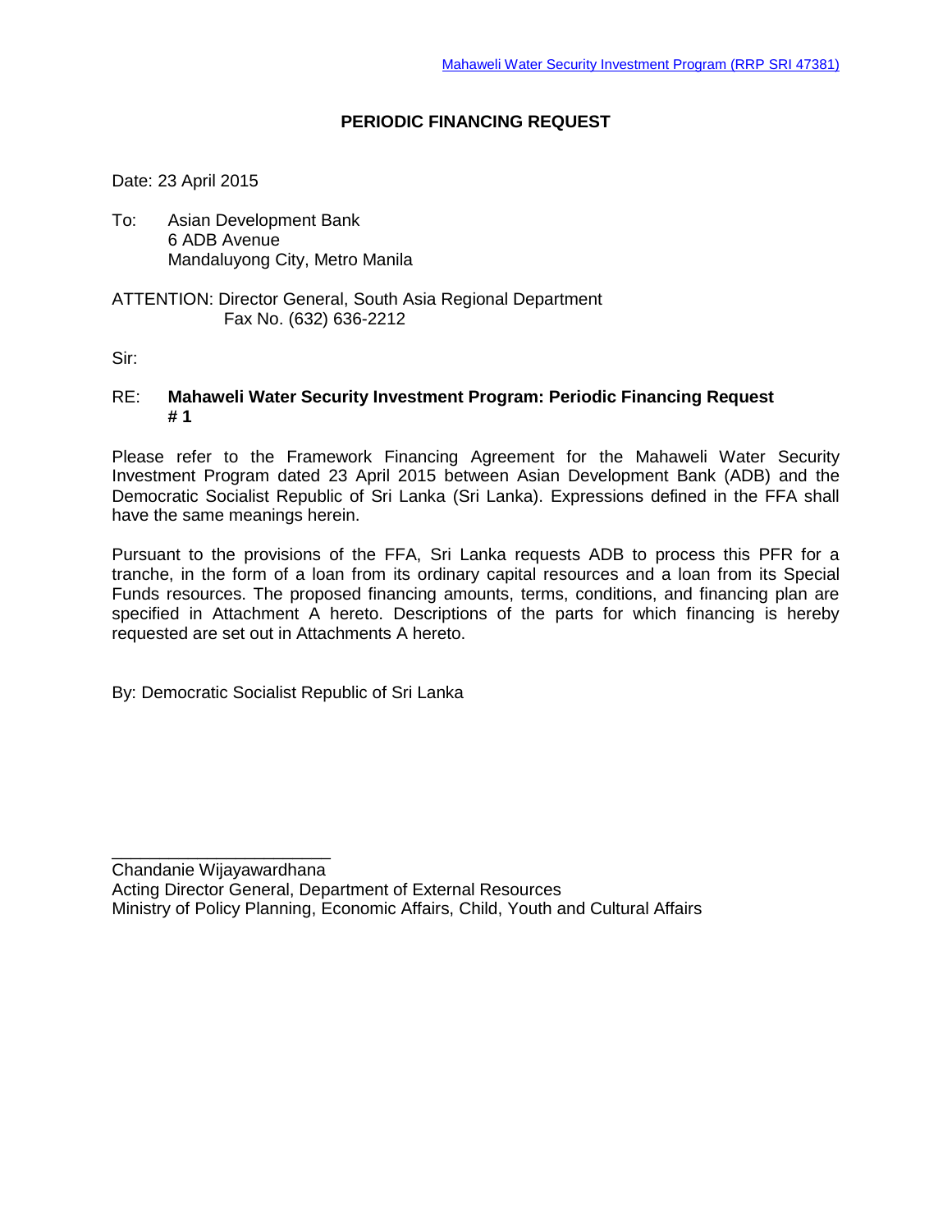# PERIODIC FINANCING REQUEST

Date: 23 April 2015

To: Asian Development Bank
6 ADB Avenue
Mandaluyong City, Metro Manila

ATTENTION: Director General, South Asia Regional Department
Fax No. (632) 636-2212

Sir:

RE: **Mahaweli Water Security Investment Program: Periodic Financing Request # 1**

Please refer to the Framework Financing Agreement for the Mahaweli Water Security Investment Program dated 23 April 2015 between Asian Development Bank (ADB) and the Democratic Socialist Republic of Sri Lanka (Sri Lanka). Expressions defined in the FFA shall have the same meanings herein.

Pursuant to the provisions of the FFA, Sri Lanka requests ADB to process this PFR for a tranche, in the form of a loan from its ordinary capital resources and a loan from its Special Funds resources. The proposed financing amounts, terms, conditions, and financing plan are specified in Attachment A hereto. Descriptions of the parts for which financing is hereby requested are set out in Attachments A hereto.

By: Democratic Socialist Republic of Sri Lanka

\_\_\_\_\_\_\_\_\_\_\_\_\_\_\_\_\_\_\_\_\_\_\_

Chandanie Wijayawardhana
Acting Director General, Department of External Resources
Ministry of Policy Planning, Economic Affairs, Child, Youth and Cultural Affairs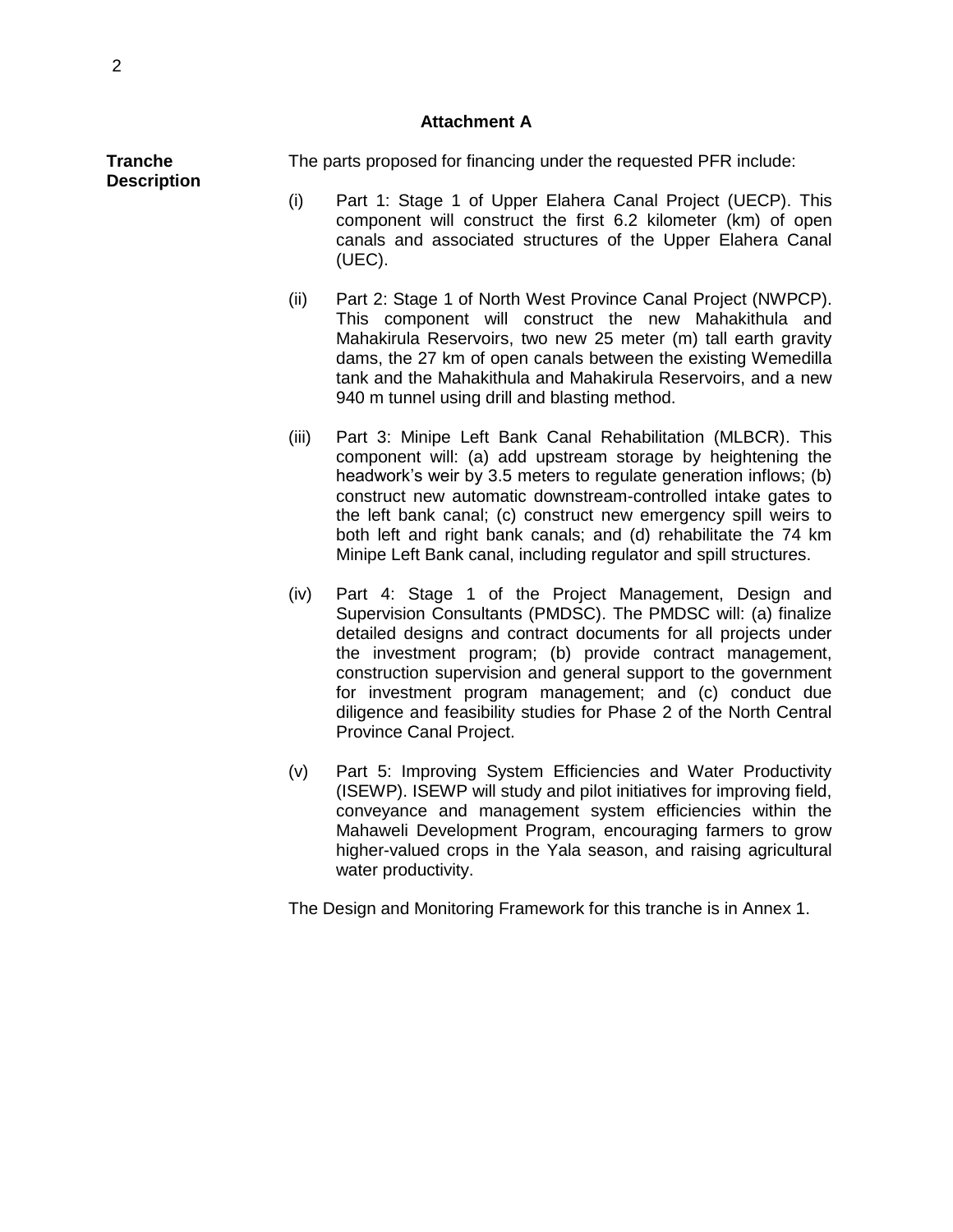## Attachment A

**Tranche Description**

The parts proposed for financing under the requested PFR include:

(i) Part 1: Stage 1 of Upper Elahera Canal Project (UECP). This component will construct the first 6.2 kilometer (km) of open canals and associated structures of the Upper Elahera Canal (UEC).

(ii) Part 2: Stage 1 of North West Province Canal Project (NWPCP). This component will construct the new Mahakithula and Mahakirula Reservoirs, two new 25 meter (m) tall earth gravity dams, the 27 km of open canals between the existing Wemedilla tank and the Mahakithula and Mahakirula Reservoirs, and a new 940 m tunnel using drill and blasting method.

(iii) Part 3: Minipe Left Bank Canal Rehabilitation (MLBCR). This component will: (a) add upstream storage by heightening the headwork's weir by 3.5 meters to regulate generation inflows; (b) construct new automatic downstream-controlled intake gates to the left bank canal; (c) construct new emergency spill weirs to both left and right bank canals; and (d) rehabilitate the 74 km Minipe Left Bank canal, including regulator and spill structures.

(iv) Part 4: Stage 1 of the Project Management, Design and Supervision Consultants (PMDSC). The PMDSC will: (a) finalize detailed designs and contract documents for all projects under the investment program; (b) provide contract management, construction supervision and general support to the government for investment program management; and (c) conduct due diligence and feasibility studies for Phase 2 of the North Central Province Canal Project.

(v) Part 5: Improving System Efficiencies and Water Productivity (ISEWP). ISEWP will study and pilot initiatives for improving field, conveyance and management system efficiencies within the Mahaweli Development Program, encouraging farmers to grow higher-valued crops in the Yala season, and raising agricultural water productivity.

The Design and Monitoring Framework for this tranche is in Annex 1.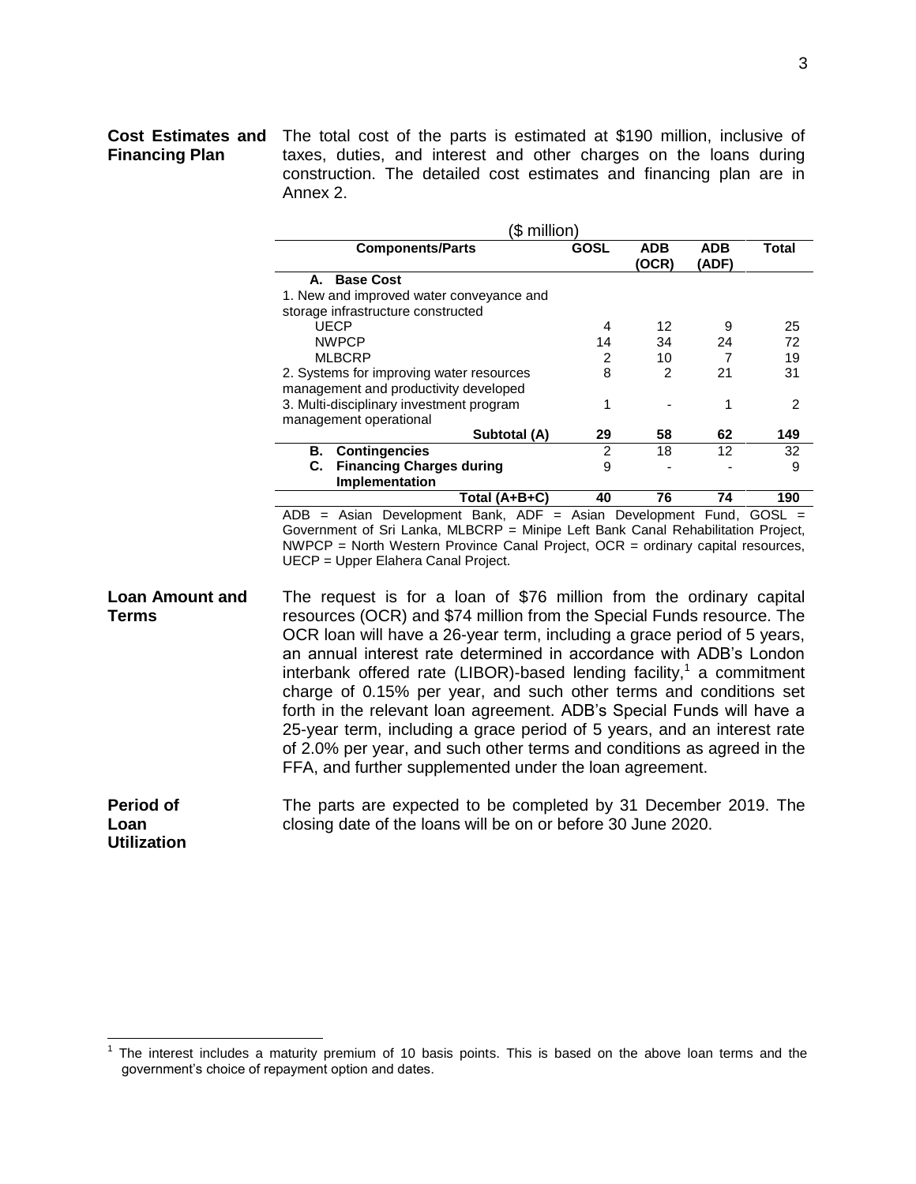**Cost Estimates and Financing Plan**

The total cost of the parts is estimated at $190 million, inclusive of taxes, duties, and interest and other charges on the loans during construction. The detailed cost estimates and financing plan are in Annex 2.

($ million)

| Components/Parts | GOSL | ADB (OCR) | ADB (ADF) | Total |
|---|---|---|---|---|
| **A. Base Cost** | | | | |
| 1. New and improved water conveyance and storage infrastructure constructed | | | | |
| UECP | 4 | 12 | 9 | 25 |
| NWPCP | 14 | 34 | 24 | 72 |
| MLBCRP | 2 | 10 | 7 | 19 |
| 2. Systems for improving water resources management and productivity developed | 8 | 2 | 21 | 31 |
| 3. Multi-disciplinary investment program management operational | 1 | - | 1 | 2 |
| **Subtotal (A)** | **29** | **58** | **62** | **149** |
| **B. Contingencies** | 2 | 18 | 12 | 32 |
| **C. Financing Charges during Implementation** | 9 | - | - | 9 |
| **Total (A+B+C)** | **40** | **76** | **74** | **190** |

ADB = Asian Development Bank, ADF = Asian Development Fund, GOSL = Government of Sri Lanka, MLBCRP = Minipe Left Bank Canal Rehabilitation Project, NWPCP = North Western Province Canal Project, OCR = ordinary capital resources, UECP = Upper Elahera Canal Project.

**Loan Amount and Terms**

The request is for a loan of $76 million from the ordinary capital resources (OCR) and $74 million from the Special Funds resource. The OCR loan will have a 26-year term, including a grace period of 5 years, an annual interest rate determined in accordance with ADB's London interbank offered rate (LIBOR)-based lending facility,[1] a commitment charge of 0.15% per year, and such other terms and conditions set forth in the relevant loan agreement. ADB's Special Funds will have a 25-year term, including a grace period of 5 years, and an interest rate of 2.0% per year, and such other terms and conditions as agreed in the FFA, and further supplemented under the loan agreement.

**Period of Loan Utilization**

The parts are expected to be completed by 31 December 2019. The closing date of the loans will be on or before 30 June 2020.

[1] The interest includes a maturity premium of 10 basis points. This is based on the above loan terms and the government's choice of repayment option and dates.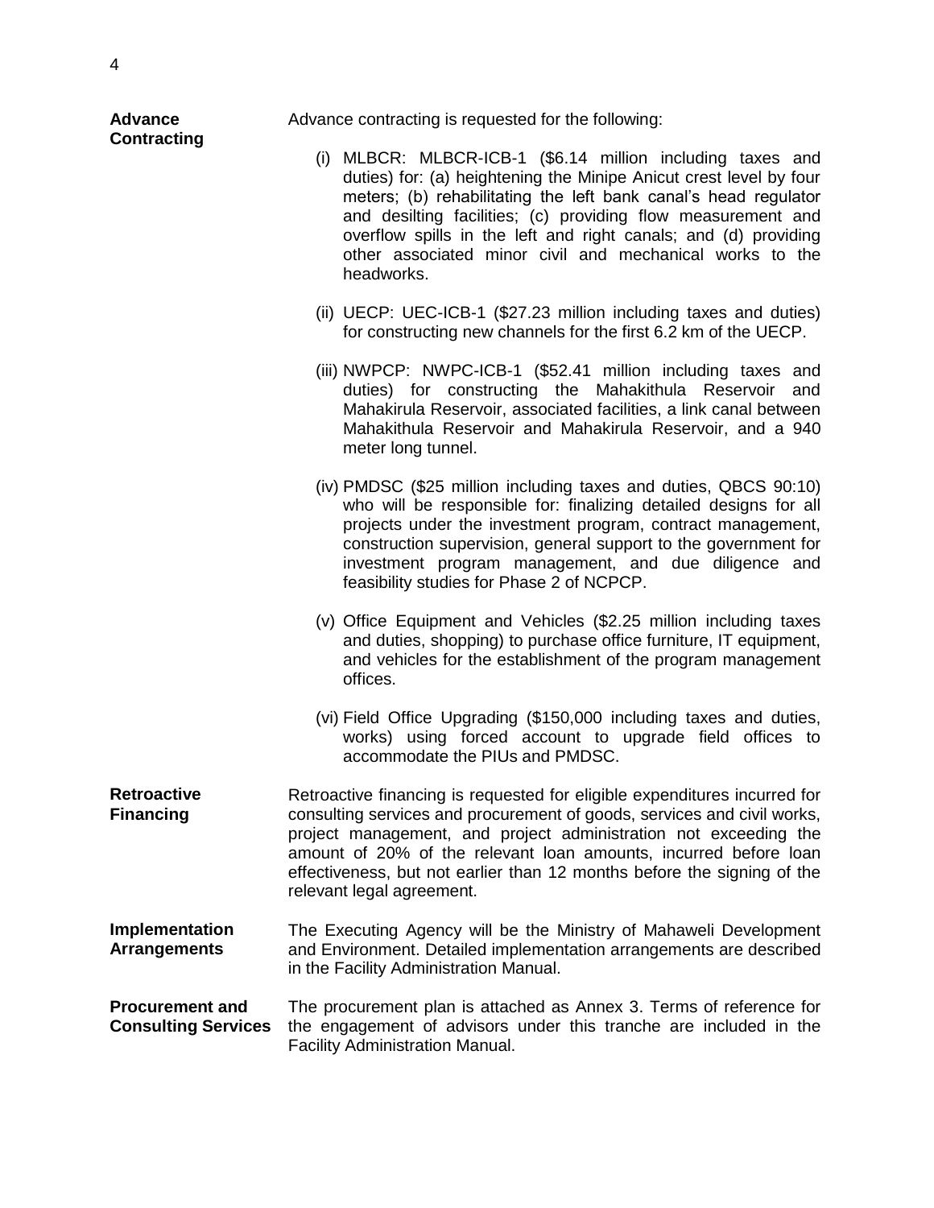**Advance Contracting**

Advance contracting is requested for the following:

(i) MLBCR: MLBCR-ICB-1 ($6.14 million including taxes and duties) for: (a) heightening the Minipe Anicut crest level by four meters; (b) rehabilitating the left bank canal's head regulator and desilting facilities; (c) providing flow measurement and overflow spills in the left and right canals; and (d) providing other associated minor civil and mechanical works to the headworks.

(ii) UECP: UEC-ICB-1 ($27.23 million including taxes and duties) for constructing new channels for the first 6.2 km of the UECP.

(iii) NWPCP: NWPC-ICB-1 ($52.41 million including taxes and duties) for constructing the Mahakithula Reservoir and Mahakirula Reservoir, associated facilities, a link canal between Mahakithula Reservoir and Mahakirula Reservoir, and a 940 meter long tunnel.

(iv) PMDSC ($25 million including taxes and duties, QBCS 90:10) who will be responsible for: finalizing detailed designs for all projects under the investment program, contract management, construction supervision, general support to the government for investment program management, and due diligence and feasibility studies for Phase 2 of NCPCP.

(v) Office Equipment and Vehicles ($2.25 million including taxes and duties, shopping) to purchase office furniture, IT equipment, and vehicles for the establishment of the program management offices.

(vi) Field Office Upgrading ($150,000 including taxes and duties, works) using forced account to upgrade field offices to accommodate the PIUs and PMDSC.

**Retroactive Financing**

Retroactive financing is requested for eligible expenditures incurred for consulting services and procurement of goods, services and civil works, project management, and project administration not exceeding the amount of 20% of the relevant loan amounts, incurred before loan effectiveness, but not earlier than 12 months before the signing of the relevant legal agreement.

**Implementation Arrangements**

The Executing Agency will be the Ministry of Mahaweli Development and Environment. Detailed implementation arrangements are described in the Facility Administration Manual.

**Procurement and Consulting Services**

The procurement plan is attached as Annex 3. Terms of reference for the engagement of advisors under this tranche are included in the Facility Administration Manual.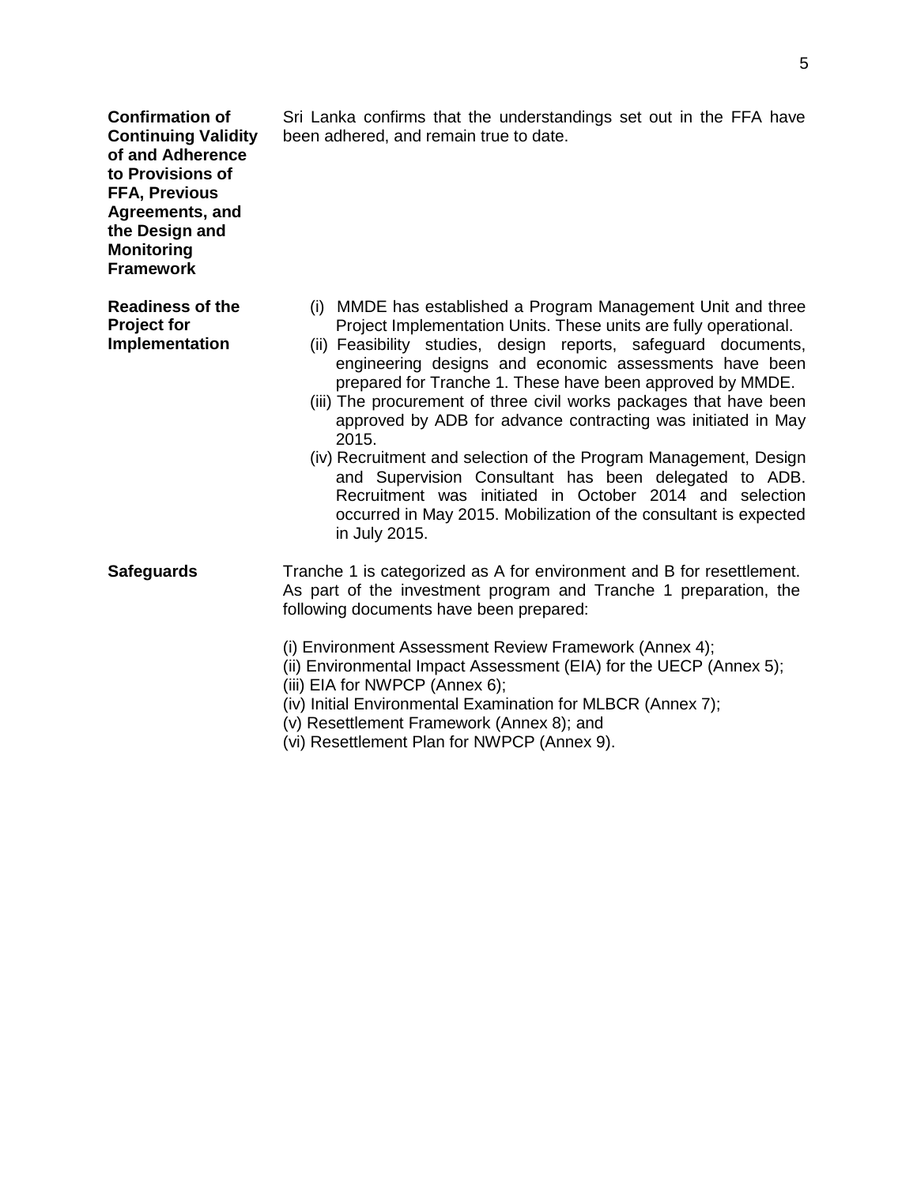| | |
|---|---|
| **Confirmation of Continuing Validity of and Adherence to Provisions of FFA, Previous Agreements, and the Design and Monitoring Framework** | Sri Lanka confirms that the understandings set out in the FFA have been adhered, and remain true to date. |
| **Readiness of the Project for Implementation** | (i) MMDE has established a Program Management Unit and three Project Implementation Units. These units are fully operational.<br>(ii) Feasibility studies, design reports, safeguard documents, engineering designs and economic assessments have been prepared for Tranche 1. These have been approved by MMDE.<br>(iii) The procurement of three civil works packages that have been approved by ADB for advance contracting was initiated in May 2015.<br>(iv) Recruitment and selection of the Program Management, Design and Supervision Consultant has been delegated to ADB. Recruitment was initiated in October 2014 and selection occurred in May 2015. Mobilization of the consultant is expected in July 2015. |
| **Safeguards** | Tranche 1 is categorized as A for environment and B for resettlement. As part of the investment program and Tranche 1 preparation, the following documents have been prepared:<br><br>(i) Environment Assessment Review Framework (Annex 4);<br>(ii) Environmental Impact Assessment (EIA) for the UECP (Annex 5);<br>(iii) EIA for NWPCP (Annex 6);<br>(iv) Initial Environmental Examination for MLBCR (Annex 7);<br>(v) Resettlement Framework (Annex 8); and<br>(vi) Resettlement Plan for NWPCP (Annex 9). |